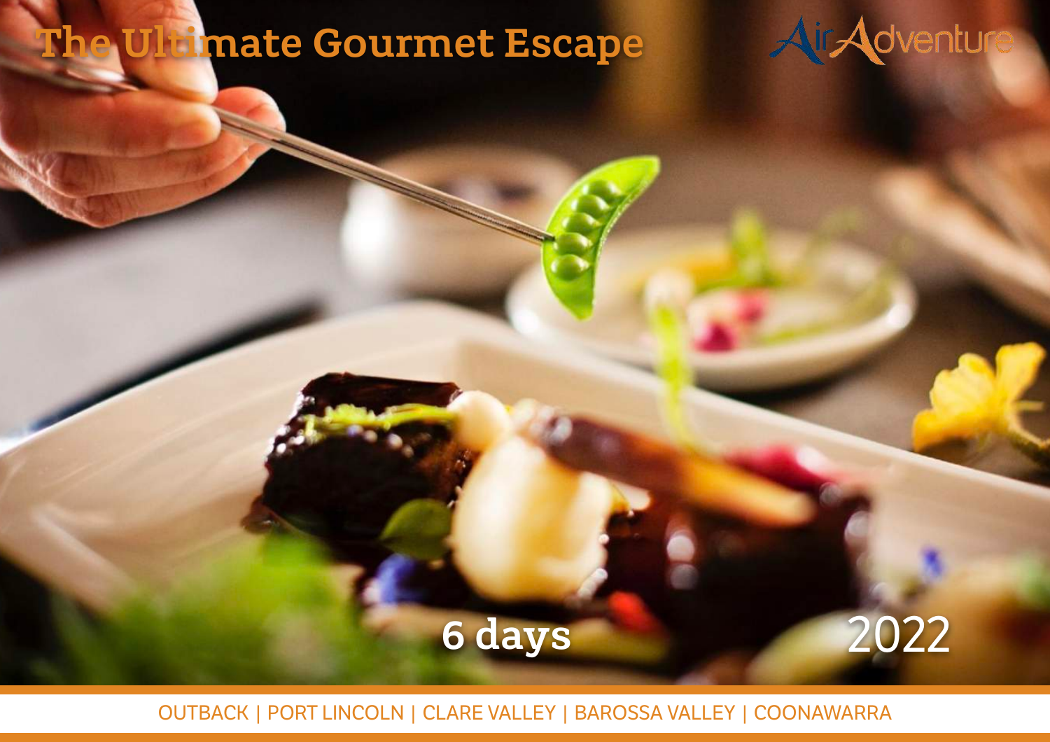# The Ultimate Gourmet Escape

AirAdventure

6 days

2022

OUTBACK | PORT LINCOLN | CLARE VALLEY | BAROSSA VALLEY | COONAWARRA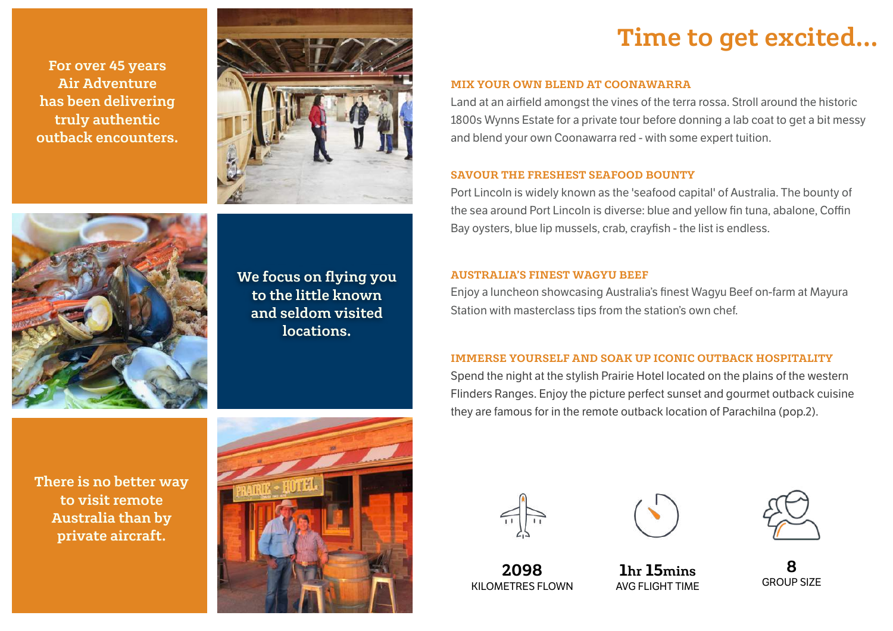For over 45 years Air Adventure has been delivering truly authentic outback encounters.

We focus on flying you to the little known and seldom visited locations.

There is no better way to visit remote Australia than by private aircraft.

# Time to get excited...

### MIX YOUR OWN BLEND AT COONAWARRA

Land at an airfield amongst the vines of the terra rossa. Stroll around the historic 1800s Wynns Estate for a private tour before donning a lab coat to get a bit messy and blend your own Coonawarra red - with some expert tuition.

### SAVOUR THE FRESHEST SEAFOOD BOUNTY

Port Lincoln is widely known as the 'seafood capital' of Australia. The bounty of the sea around Port Lincoln is diverse: blue and yellow fin tuna, abalone, Coffin Bay oysters, blue lip mussels, crab, crayfish - the list is endless.

### AUSTRALIA'S FINEST WAGYU BEEF

Enjoy a luncheon showcasing Australia's finest Wagyu Beef on-farm at Mayura Station with masterclass tips from the station's own chef.

### IMMERSE YOURSELF AND SOAK UP ICONIC OUTBACK HOSPITALITY

Spend the night at the stylish Prairie Hotel located on the plains of the western Flinders Ranges. Enjoy the picture perfect sunset and gourmet outback cuisine they are famous for in the remote outback location of Parachilna (pop.2).

**2098**
KILOMETRES FLOWN

**1hr 15mins**
AVG FLIGHT TIME

**8**
GROUP SIZE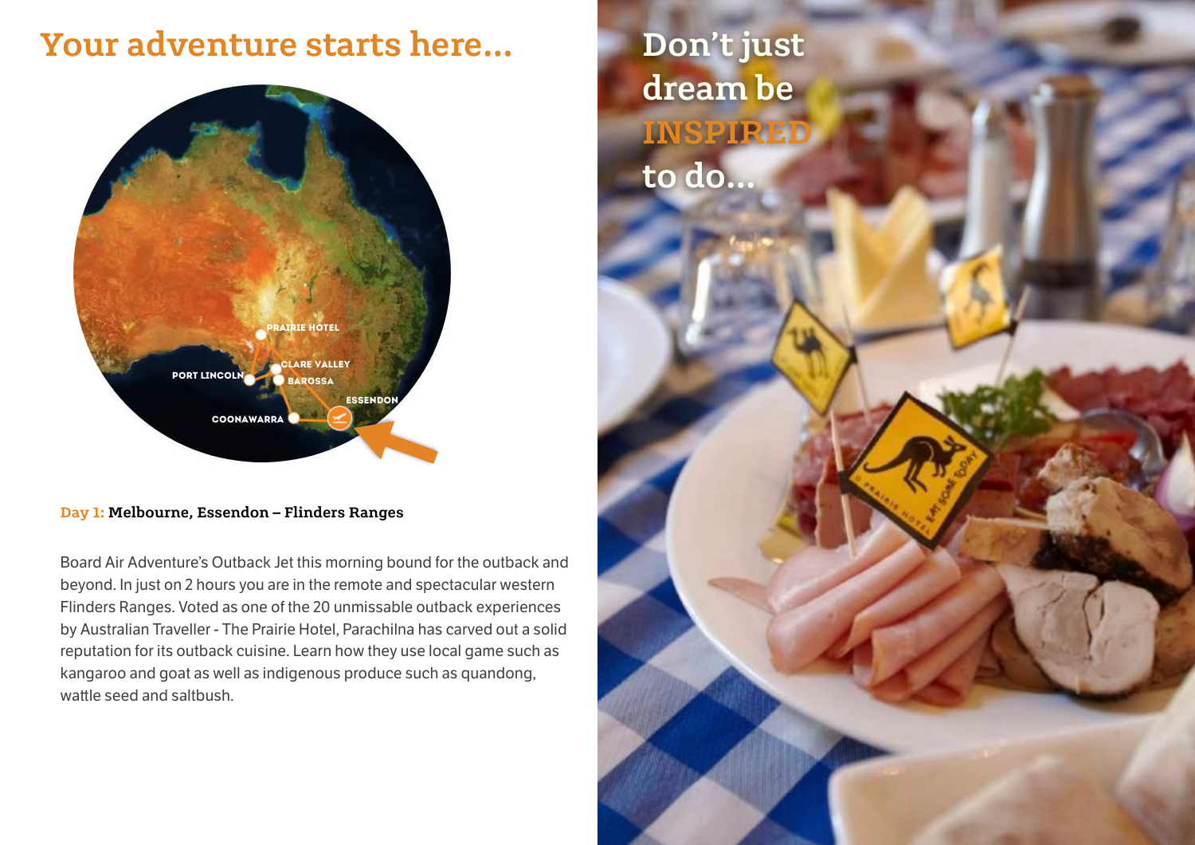# Your adventure starts here...

**Day 1: Melbourne, Essendon – Flinders Ranges**

Board Air Adventure's Outback Jet this morning bound for the outback and beyond. In just on 2 hours you are in the remote and spectacular western Flinders Ranges. Voted as one of the 20 unmissable outback experiences by Australian Traveller - The Prairie Hotel, Parachilna has carved out a solid reputation for its outback cuisine. Learn how they use local game such as kangaroo and goat as well as indigenous produce such as quandong, wattle seed and saltbush.

## Don't just dream be INSPIRED to do...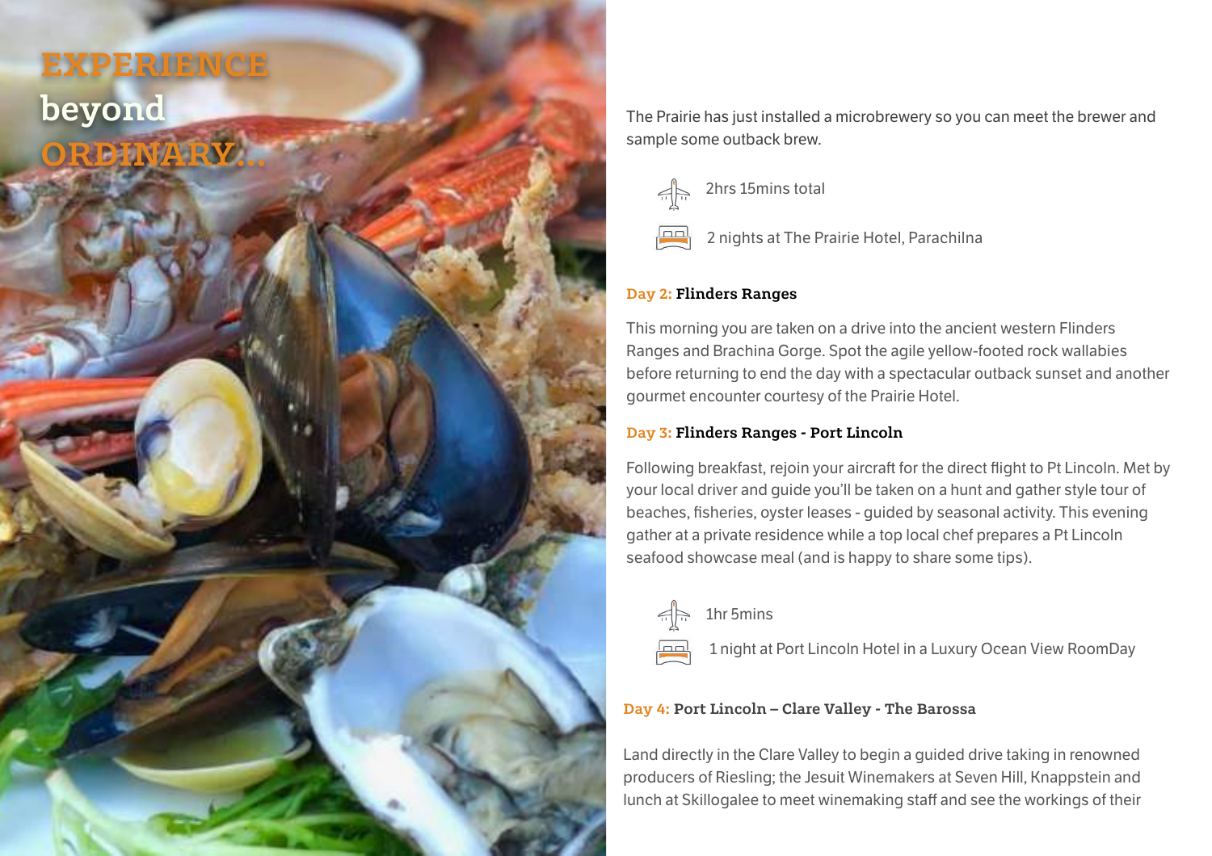# EXPERIENCE beyond ORDINARY...

The Prairie has just installed a microbrewery so you can meet the brewer and sample some outback brew.

2hrs 15mins total

2 nights at The Prairie Hotel, Parachilna

**Day 2: Flinders Ranges**

This morning you are taken on a drive into the ancient western Flinders Ranges and Brachina Gorge. Spot the agile yellow-footed rock wallabies before returning to end the day with a spectacular outback sunset and another gourmet encounter courtesy of the Prairie Hotel.

**Day 3: Flinders Ranges - Port Lincoln**

Following breakfast, rejoin your aircraft for the direct flight to Pt Lincoln. Met by your local driver and guide you'll be taken on a hunt and gather style tour of beaches, fisheries, oyster leases - guided by seasonal activity. This evening gather at a private residence while a top local chef prepares a Pt Lincoln seafood showcase meal (and is happy to share some tips).

1hr 5mins

1 night at Port Lincoln Hotel in a Luxury Ocean View RoomDay

**Day 4: Port Lincoln – Clare Valley - The Barossa**

Land directly in the Clare Valley to begin a guided drive taking in renowned producers of Riesling; the Jesuit Winemakers at Seven Hill, Knappstein and lunch at Skillogalee to meet winemaking staff and see the workings of their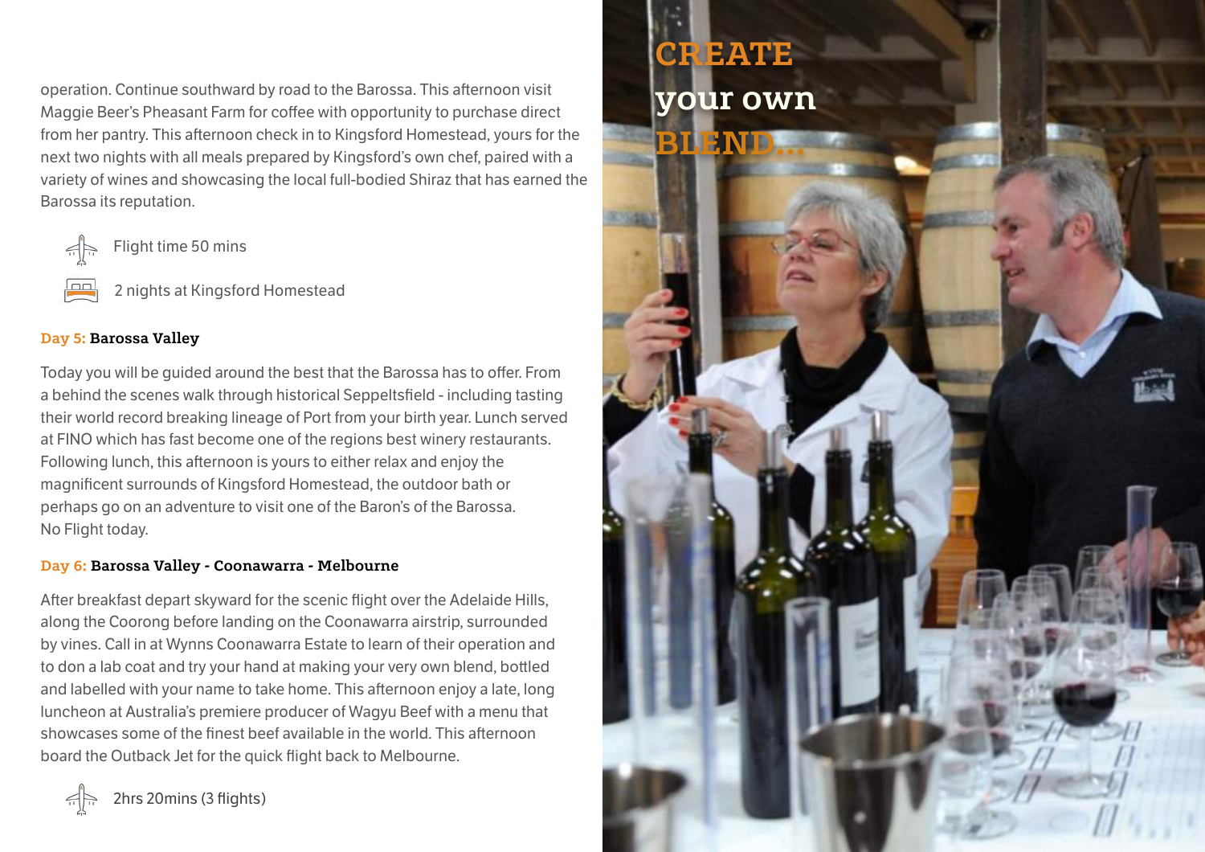operation. Continue southward by road to the Barossa. This afternoon visit Maggie Beer's Pheasant Farm for coffee with opportunity to purchase direct from her pantry. This afternoon check in to Kingsford Homestead, yours for the next two nights with all meals prepared by Kingsford's own chef, paired with a variety of wines and showcasing the local full-bodied Shiraz that has earned the Barossa its reputation.

Flight time 50 mins

2 nights at Kingsford Homestead

### Day 5: Barossa Valley

Today you will be guided around the best that the Barossa has to offer. From a behind the scenes walk through historical Seppeltsfield - including tasting their world record breaking lineage of Port from your birth year. Lunch served at FINO which has fast become one of the regions best winery restaurants. Following lunch, this afternoon is yours to either relax and enjoy the magnificent surrounds of Kingsford Homestead, the outdoor bath or perhaps go on an adventure to visit one of the Baron's of the Barossa. No Flight today.

### Day 6: Barossa Valley - Coonawarra - Melbourne

After breakfast depart skyward for the scenic flight over the Adelaide Hills, along the Coorong before landing on the Coonawarra airstrip, surrounded by vines. Call in at Wynns Coonawarra Estate to learn of their operation and to don a lab coat and try your hand at making your very own blend, bottled and labelled with your name to take home. This afternoon enjoy a late, long luncheon at Australia's premiere producer of Wagyu Beef with a menu that showcases some of the finest beef available in the world. This afternoon board the Outback Jet for the quick flight back to Melbourne.

2hrs 20mins (3 flights)

## CREATE your own BLEND...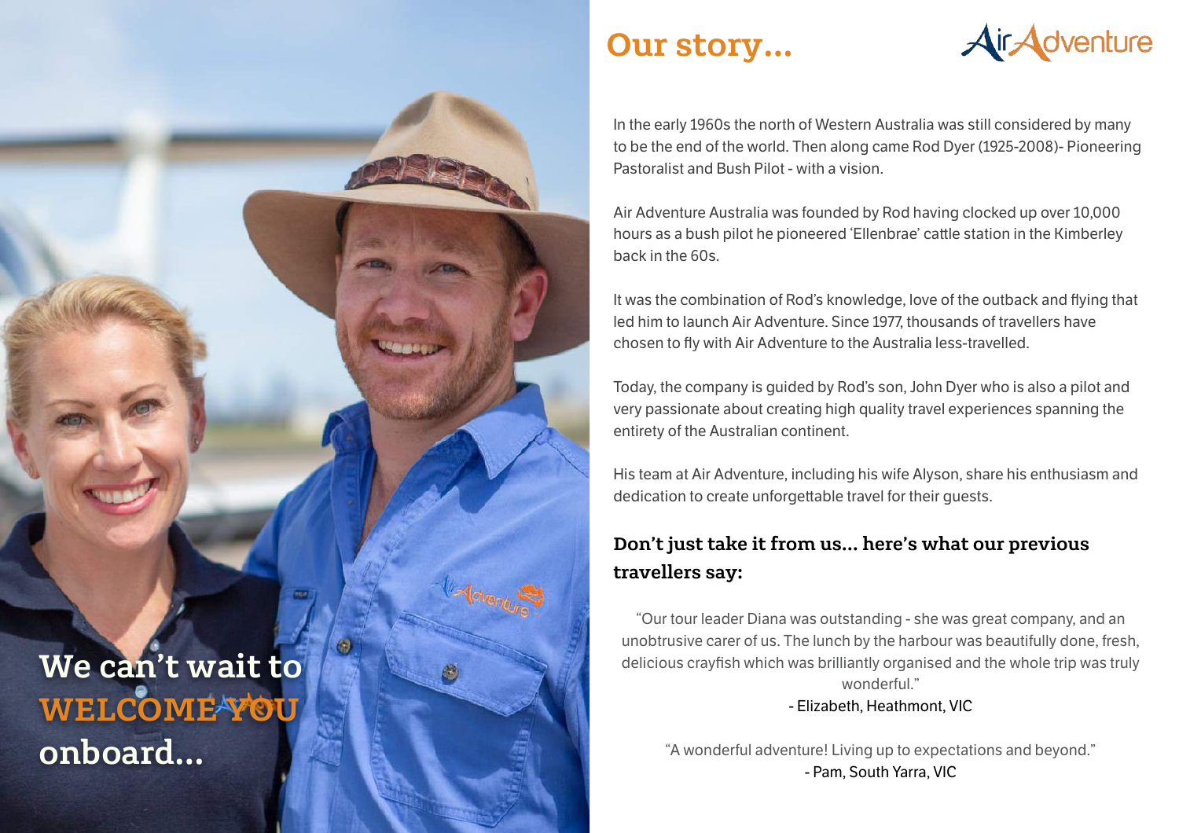# Our story...

In the early 1960s the north of Western Australia was still considered by many to be the end of the world. Then along came Rod Dyer (1925-2008)- Pioneering Pastoralist and Bush Pilot - with a vision.

Air Adventure Australia was founded by Rod having clocked up over 10,000 hours as a bush pilot he pioneered 'Ellenbrae' cattle station in the Kimberley back in the 60s.

It was the combination of Rod's knowledge, love of the outback and flying that led him to launch Air Adventure. Since 1977, thousands of travellers have chosen to fly with Air Adventure to the Australia less-travelled.

Today, the company is guided by Rod's son, John Dyer who is also a pilot and very passionate about creating high quality travel experiences spanning the entirety of the Australian continent.

His team at Air Adventure, including his wife Alyson, share his enthusiasm and dedication to create unforgettable travel for their guests.

### Don't just take it from us... here's what our previous travellers say:

"Our tour leader Diana was outstanding - she was great company, and an unobtrusive carer of us. The lunch by the harbour was beautifully done, fresh, delicious crayfish which was brilliantly organised and the whole trip was truly wonderful."
- Elizabeth, Heathmont, VIC

"A wonderful adventure! Living up to expectations and beyond."
- Pam, South Yarra, VIC

**We can't wait to WELCOME YOU onboard...**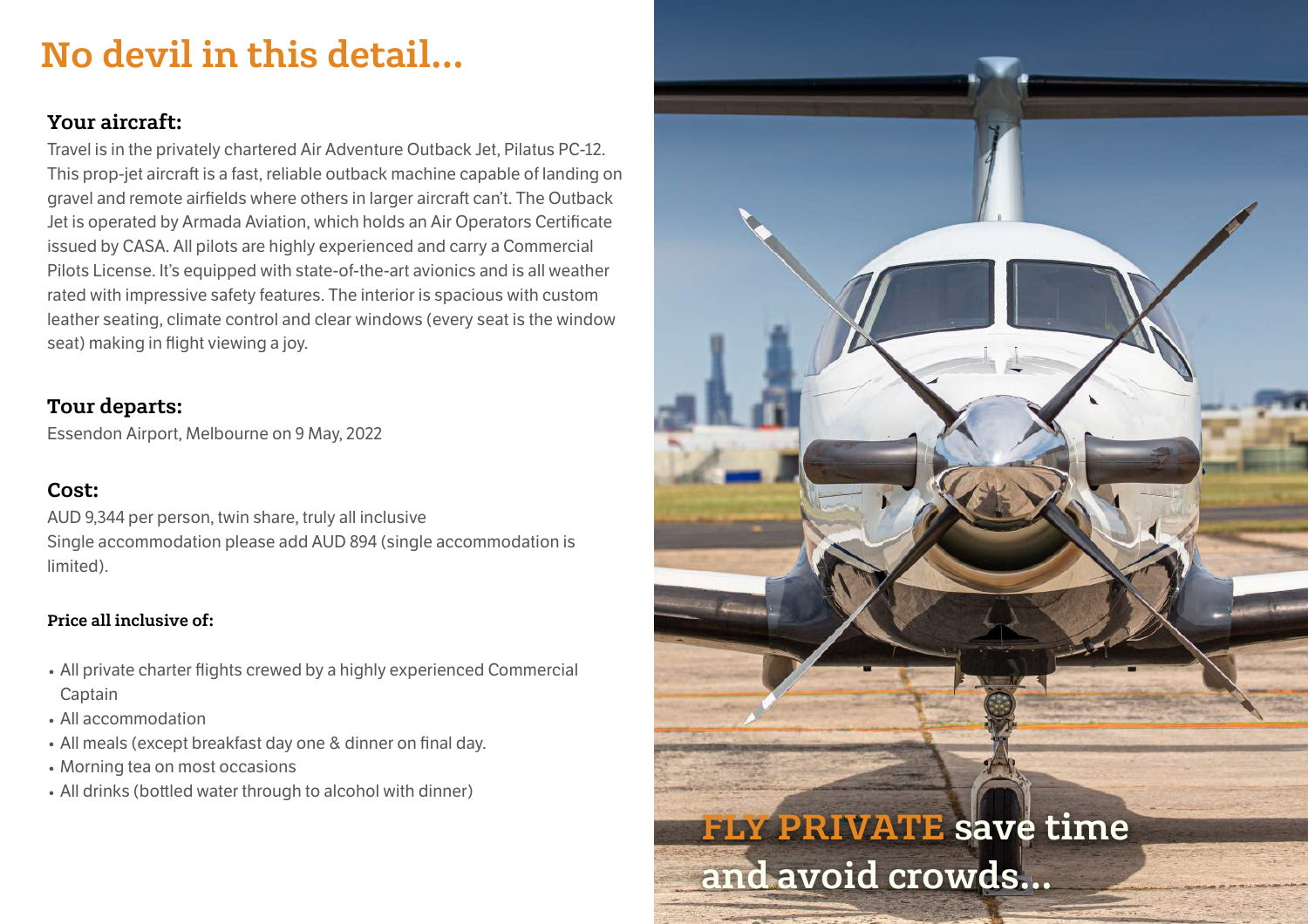# No devil in this detail...

## Your aircraft:

Travel is in the privately chartered Air Adventure Outback Jet, Pilatus PC-12. This prop-jet aircraft is a fast, reliable outback machine capable of landing on gravel and remote airfields where others in larger aircraft can't. The Outback Jet is operated by Armada Aviation, which holds an Air Operators Certificate issued by CASA. All pilots are highly experienced and carry a Commercial Pilots License. It's equipped with state-of-the-art avionics and is all weather rated with impressive safety features. The interior is spacious with custom leather seating, climate control and clear windows (every seat is the window seat) making in flight viewing a joy.

## Tour departs:

Essendon Airport, Melbourne on 9 May, 2022

## Cost:

AUD 9,344 per person, twin share, truly all inclusive
Single accommodation please add AUD 894 (single accommodation is limited).

### Price all inclusive of:

- All private charter flights crewed by a highly experienced Commercial Captain
- All accommodation
- All meals (except breakfast day one & dinner on final day.
- Morning tea on most occasions
- All drinks (bottled water through to alcohol with dinner)

**FLY PRIVATE save time and avoid crowds...**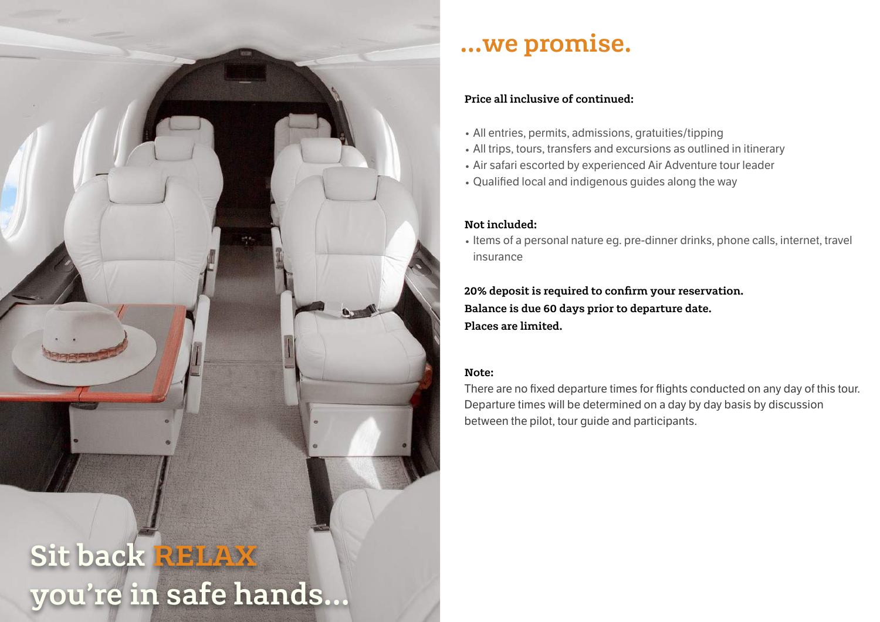Sit back RELAX
you're in safe hands...

# ...we promise.

**Price all inclusive of continued:**

- All entries, permits, admissions, gratuities/tipping
- All trips, tours, transfers and excursions as outlined in itinerary
- Air safari escorted by experienced Air Adventure tour leader
- Qualified local and indigenous guides along the way

**Not included:**

- Items of a personal nature eg. pre-dinner drinks, phone calls, internet, travel insurance

**20% deposit is required to confirm your reservation.**
**Balance is due 60 days prior to departure date.**
**Places are limited.**

**Note:**

There are no fixed departure times for flights conducted on any day of this tour. Departure times will be determined on a day by day basis by discussion between the pilot, tour guide and participants.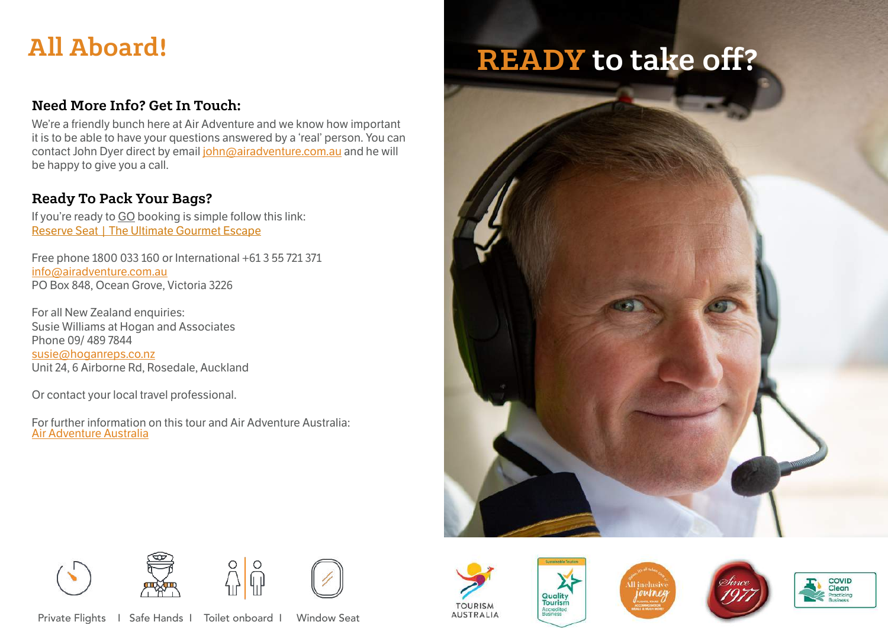# All Aboard!

### Need More Info? Get In Touch:

We're a friendly bunch here at Air Adventure and we know how important it is to be able to have your questions answered by a 'real' person. You can contact John Dyer direct by email john@airadventure.com.au and he will be happy to give you a call.

### Ready To Pack Your Bags?

If you're ready to GO booking is simple follow this link:
Reserve Seat | The Ultimate Gourmet Escape

Free phone 1800 033 160 or International +61 3 55 721 371
info@airadventure.com.au
PO Box 848, Ocean Grove, Victoria 3226

For all New Zealand enquiries:
Susie Williams at Hogan and Associates
Phone 09/ 489 7844
susie@hoganreps.co.nz
Unit 24, 6 Airborne Rd, Rosedale, Auckland

Or contact your local travel professional.

For further information on this tour and Air Adventure Australia:
Air Adventure Australia

## READY to take off?

Private Flights | Safe Hands | Toilet onboard | Window Seat

TOURISM AUSTRALIA

Sustainable Tourism
Quality Tourism Accredited Business

All inclusive journey

Since 1977

COVID Clean Practicing Business